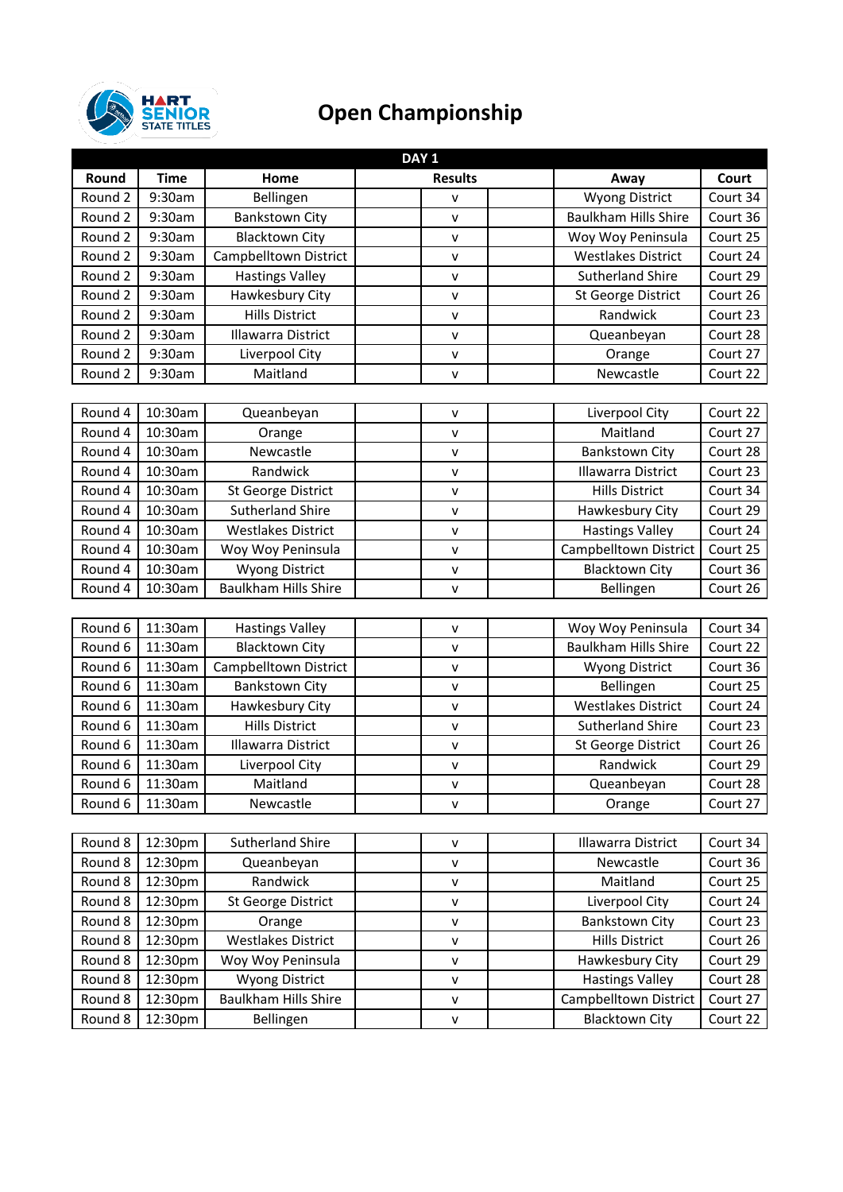HART SENIOR STATE TITLES

# Open Championship

| DAY 1 | | | | | | | |
|---|---|---|---|---|---|---|---|
| Round | Time | Home | Results | | | Away | Court |
| Round 2 | 9:30am | Bellingen | | v | | Wyong District | Court 34 |
| Round 2 | 9:30am | Bankstown City | | v | | Baulkham Hills Shire | Court 36 |
| Round 2 | 9:30am | Blacktown City | | v | | Woy Woy Peninsula | Court 25 |
| Round 2 | 9:30am | Campbelltown District | | v | | Westlakes District | Court 24 |
| Round 2 | 9:30am | Hastings Valley | | v | | Sutherland Shire | Court 29 |
| Round 2 | 9:30am | Hawkesbury City | | v | | St George District | Court 26 |
| Round 2 | 9:30am | Hills District | | v | | Randwick | Court 23 |
| Round 2 | 9:30am | Illawarra District | | v | | Queanbeyan | Court 28 |
| Round 2 | 9:30am | Liverpool City | | v | | Orange | Court 27 |
| Round 2 | 9:30am | Maitland | | v | | Newcastle | Court 22 |
| | | | | | | | |
| Round 4 | 10:30am | Queanbeyan | | v | | Liverpool City | Court 22 |
| Round 4 | 10:30am | Orange | | v | | Maitland | Court 27 |
| Round 4 | 10:30am | Newcastle | | v | | Bankstown City | Court 28 |
| Round 4 | 10:30am | Randwick | | v | | Illawarra District | Court 23 |
| Round 4 | 10:30am | St George District | | v | | Hills District | Court 34 |
| Round 4 | 10:30am | Sutherland Shire | | v | | Hawkesbury City | Court 29 |
| Round 4 | 10:30am | Westlakes District | | v | | Hastings Valley | Court 24 |
| Round 4 | 10:30am | Woy Woy Peninsula | | v | | Campbelltown District | Court 25 |
| Round 4 | 10:30am | Wyong District | | v | | Blacktown City | Court 36 |
| Round 4 | 10:30am | Baulkham Hills Shire | | v | | Bellingen | Court 26 |
| | | | | | | | |
| Round 6 | 11:30am | Hastings Valley | | v | | Woy Woy Peninsula | Court 34 |
| Round 6 | 11:30am | Blacktown City | | v | | Baulkham Hills Shire | Court 22 |
| Round 6 | 11:30am | Campbelltown District | | v | | Wyong District | Court 36 |
| Round 6 | 11:30am | Bankstown City | | v | | Bellingen | Court 25 |
| Round 6 | 11:30am | Hawkesbury City | | v | | Westlakes District | Court 24 |
| Round 6 | 11:30am | Hills District | | v | | Sutherland Shire | Court 23 |
| Round 6 | 11:30am | Illawarra District | | v | | St George District | Court 26 |
| Round 6 | 11:30am | Liverpool City | | v | | Randwick | Court 29 |
| Round 6 | 11:30am | Maitland | | v | | Queanbeyan | Court 28 |
| Round 6 | 11:30am | Newcastle | | v | | Orange | Court 27 |
| | | | | | | | |
| Round 8 | 12:30pm | Sutherland Shire | | v | | Illawarra District | Court 34 |
| Round 8 | 12:30pm | Queanbeyan | | v | | Newcastle | Court 36 |
| Round 8 | 12:30pm | Randwick | | v | | Maitland | Court 25 |
| Round 8 | 12:30pm | St George District | | v | | Liverpool City | Court 24 |
| Round 8 | 12:30pm | Orange | | v | | Bankstown City | Court 23 |
| Round 8 | 12:30pm | Westlakes District | | v | | Hills District | Court 26 |
| Round 8 | 12:30pm | Woy Woy Peninsula | | v | | Hawkesbury City | Court 29 |
| Round 8 | 12:30pm | Wyong District | | v | | Hastings Valley | Court 28 |
| Round 8 | 12:30pm | Baulkham Hills Shire | | v | | Campbelltown District | Court 27 |
| Round 8 | 12:30pm | Bellingen | | v | | Blacktown City | Court 22 |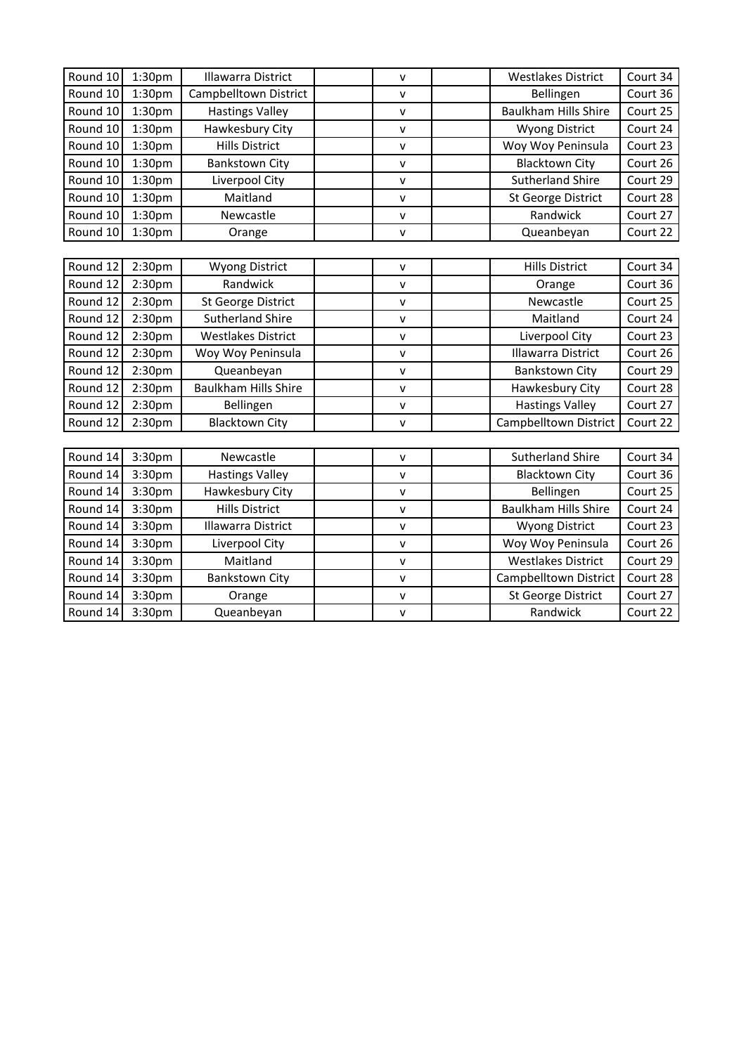| Round 10 | 1:30pm | Illawarra District | | v | | Westlakes District | Court 34 |
|---|---|---|---|---|---|---|---|
| Round 10 | 1:30pm | Campbelltown District | | v | | Bellingen | Court 36 |
| Round 10 | 1:30pm | Hastings Valley | | v | | Baulkham Hills Shire | Court 25 |
| Round 10 | 1:30pm | Hawkesbury City | | v | | Wyong District | Court 24 |
| Round 10 | 1:30pm | Hills District | | v | | Woy Woy Peninsula | Court 23 |
| Round 10 | 1:30pm | Bankstown City | | v | | Blacktown City | Court 26 |
| Round 10 | 1:30pm | Liverpool City | | v | | Sutherland Shire | Court 29 |
| Round 10 | 1:30pm | Maitland | | v | | St George District | Court 28 |
| Round 10 | 1:30pm | Newcastle | | v | | Randwick | Court 27 |
| Round 10 | 1:30pm | Orange | | v | | Queanbeyan | Court 22 |

| Round 12 | 2:30pm | Wyong District | | v | | Hills District | Court 34 |
|---|---|---|---|---|---|---|---|
| Round 12 | 2:30pm | Randwick | | v | | Orange | Court 36 |
| Round 12 | 2:30pm | St George District | | v | | Newcastle | Court 25 |
| Round 12 | 2:30pm | Sutherland Shire | | v | | Maitland | Court 24 |
| Round 12 | 2:30pm | Westlakes District | | v | | Liverpool City | Court 23 |
| Round 12 | 2:30pm | Woy Woy Peninsula | | v | | Illawarra District | Court 26 |
| Round 12 | 2:30pm | Queanbeyan | | v | | Bankstown City | Court 29 |
| Round 12 | 2:30pm | Baulkham Hills Shire | | v | | Hawkesbury City | Court 28 |
| Round 12 | 2:30pm | Bellingen | | v | | Hastings Valley | Court 27 |
| Round 12 | 2:30pm | Blacktown City | | v | | Campbelltown District | Court 22 |

| Round 14 | 3:30pm | Newcastle | | v | | Sutherland Shire | Court 34 |
|---|---|---|---|---|---|---|---|
| Round 14 | 3:30pm | Hastings Valley | | v | | Blacktown City | Court 36 |
| Round 14 | 3:30pm | Hawkesbury City | | v | | Bellingen | Court 25 |
| Round 14 | 3:30pm | Hills District | | v | | Baulkham Hills Shire | Court 24 |
| Round 14 | 3:30pm | Illawarra District | | v | | Wyong District | Court 23 |
| Round 14 | 3:30pm | Liverpool City | | v | | Woy Woy Peninsula | Court 26 |
| Round 14 | 3:30pm | Maitland | | v | | Westlakes District | Court 29 |
| Round 14 | 3:30pm | Bankstown City | | v | | Campbelltown District | Court 28 |
| Round 14 | 3:30pm | Orange | | v | | St George District | Court 27 |
| Round 14 | 3:30pm | Queanbeyan | | v | | Randwick | Court 22 |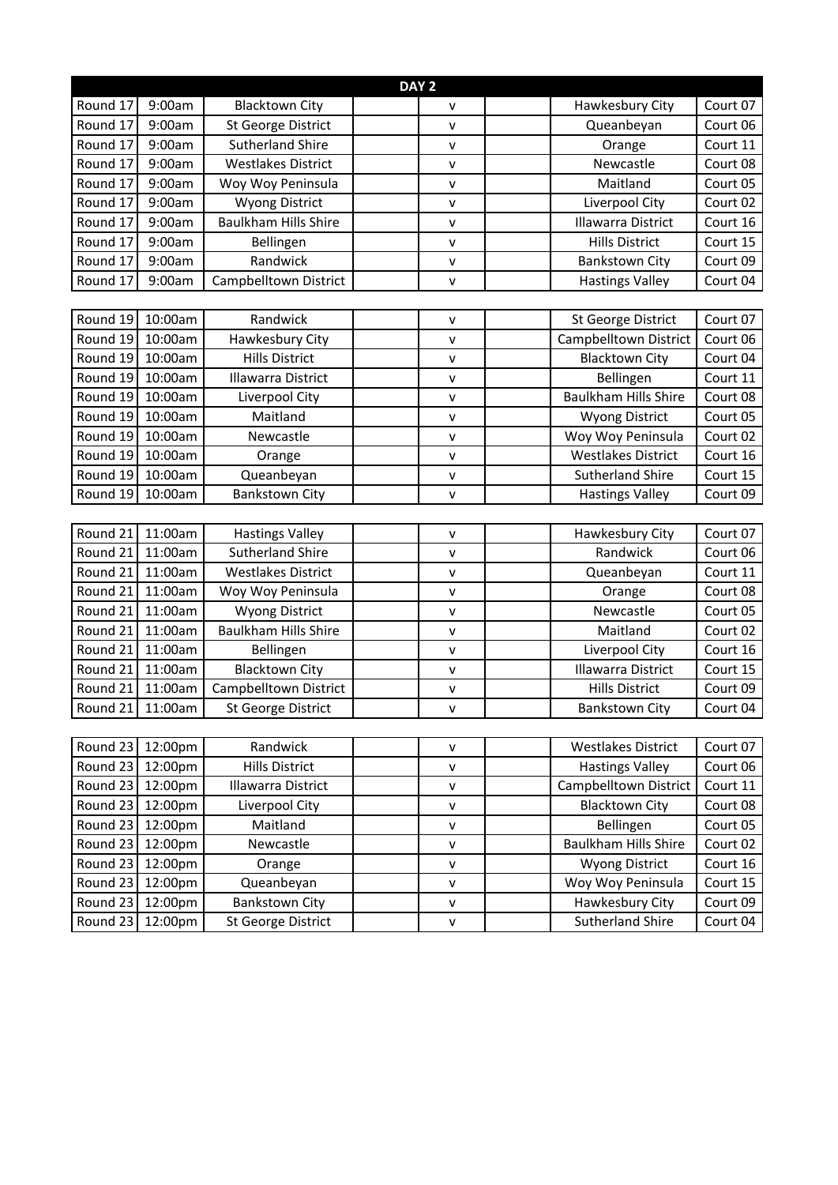| DAY 2 | | | | | | | |
|---|---|---|---|---|---|---|---|
| Round 17 | 9:00am | Blacktown City | | v | | Hawkesbury City | Court 07 |
| Round 17 | 9:00am | St George District | | v | | Queanbeyan | Court 06 |
| Round 17 | 9:00am | Sutherland Shire | | v | | Orange | Court 11 |
| Round 17 | 9:00am | Westlakes District | | v | | Newcastle | Court 08 |
| Round 17 | 9:00am | Woy Woy Peninsula | | v | | Maitland | Court 05 |
| Round 17 | 9:00am | Wyong District | | v | | Liverpool City | Court 02 |
| Round 17 | 9:00am | Baulkham Hills Shire | | v | | Illawarra District | Court 16 |
| Round 17 | 9:00am | Bellingen | | v | | Hills District | Court 15 |
| Round 17 | 9:00am | Randwick | | v | | Bankstown City | Court 09 |
| Round 17 | 9:00am | Campbelltown District | | v | | Hastings Valley | Court 04 |

| | | | | | | | |
|---|---|---|---|---|---|---|---|
| Round 19 | 10:00am | Randwick | | v | | St George District | Court 07 |
| Round 19 | 10:00am | Hawkesbury City | | v | | Campbelltown District | Court 06 |
| Round 19 | 10:00am | Hills District | | v | | Blacktown City | Court 04 |
| Round 19 | 10:00am | Illawarra District | | v | | Bellingen | Court 11 |
| Round 19 | 10:00am | Liverpool City | | v | | Baulkham Hills Shire | Court 08 |
| Round 19 | 10:00am | Maitland | | v | | Wyong District | Court 05 |
| Round 19 | 10:00am | Newcastle | | v | | Woy Woy Peninsula | Court 02 |
| Round 19 | 10:00am | Orange | | v | | Westlakes District | Court 16 |
| Round 19 | 10:00am | Queanbeyan | | v | | Sutherland Shire | Court 15 |
| Round 19 | 10:00am | Bankstown City | | v | | Hastings Valley | Court 09 |

| | | | | | | | |
|---|---|---|---|---|---|---|---|
| Round 21 | 11:00am | Hastings Valley | | v | | Hawkesbury City | Court 07 |
| Round 21 | 11:00am | Sutherland Shire | | v | | Randwick | Court 06 |
| Round 21 | 11:00am | Westlakes District | | v | | Queanbeyan | Court 11 |
| Round 21 | 11:00am | Woy Woy Peninsula | | v | | Orange | Court 08 |
| Round 21 | 11:00am | Wyong District | | v | | Newcastle | Court 05 |
| Round 21 | 11:00am | Baulkham Hills Shire | | v | | Maitland | Court 02 |
| Round 21 | 11:00am | Bellingen | | v | | Liverpool City | Court 16 |
| Round 21 | 11:00am | Blacktown City | | v | | Illawarra District | Court 15 |
| Round 21 | 11:00am | Campbelltown District | | v | | Hills District | Court 09 |
| Round 21 | 11:00am | St George District | | v | | Bankstown City | Court 04 |

| | | | | | | | |
|---|---|---|---|---|---|---|---|
| Round 23 | 12:00pm | Randwick | | v | | Westlakes District | Court 07 |
| Round 23 | 12:00pm | Hills District | | v | | Hastings Valley | Court 06 |
| Round 23 | 12:00pm | Illawarra District | | v | | Campbelltown District | Court 11 |
| Round 23 | 12:00pm | Liverpool City | | v | | Blacktown City | Court 08 |
| Round 23 | 12:00pm | Maitland | | v | | Bellingen | Court 05 |
| Round 23 | 12:00pm | Newcastle | | v | | Baulkham Hills Shire | Court 02 |
| Round 23 | 12:00pm | Orange | | v | | Wyong District | Court 16 |
| Round 23 | 12:00pm | Queanbeyan | | v | | Woy Woy Peninsula | Court 15 |
| Round 23 | 12:00pm | Bankstown City | | v | | Hawkesbury City | Court 09 |
| Round 23 | 12:00pm | St George District | | v | | Sutherland Shire | Court 04 |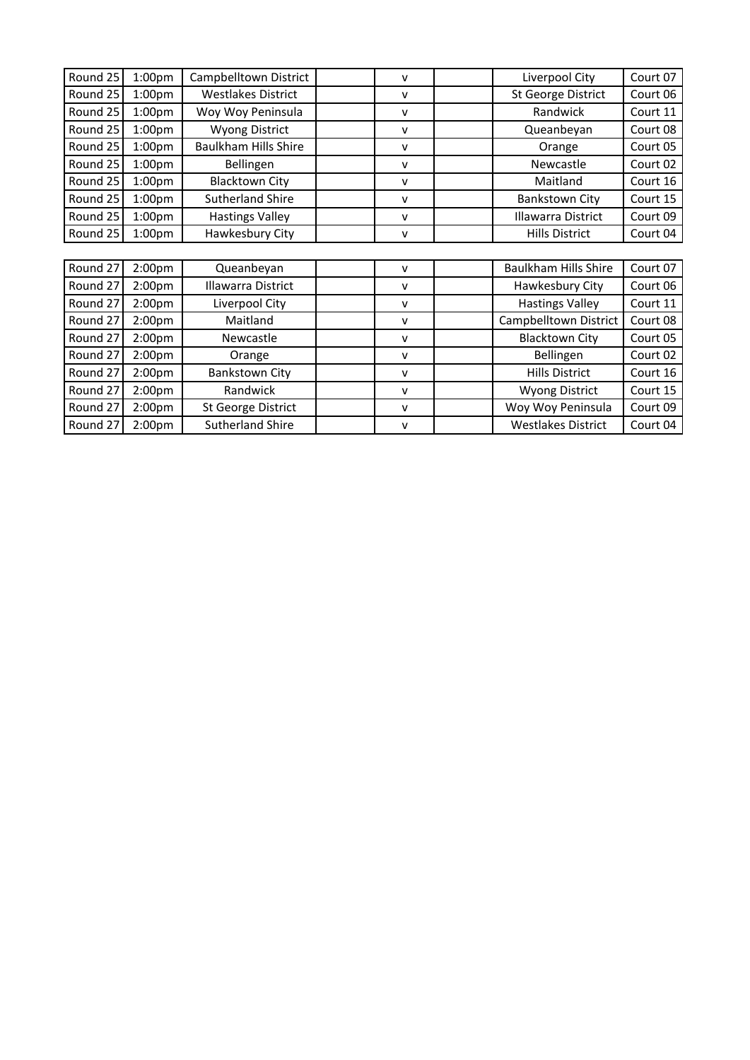| | | | | | | | |
|---|---|---|---|---|---|---|---|
| Round 25 | 1:00pm | Campbelltown District | | v | | Liverpool City | Court 07 |
| Round 25 | 1:00pm | Westlakes District | | v | | St George District | Court 06 |
| Round 25 | 1:00pm | Woy Woy Peninsula | | v | | Randwick | Court 11 |
| Round 25 | 1:00pm | Wyong District | | v | | Queanbeyan | Court 08 |
| Round 25 | 1:00pm | Baulkham Hills Shire | | v | | Orange | Court 05 |
| Round 25 | 1:00pm | Bellingen | | v | | Newcastle | Court 02 |
| Round 25 | 1:00pm | Blacktown City | | v | | Maitland | Court 16 |
| Round 25 | 1:00pm | Sutherland Shire | | v | | Bankstown City | Court 15 |
| Round 25 | 1:00pm | Hastings Valley | | v | | Illawarra District | Court 09 |
| Round 25 | 1:00pm | Hawkesbury City | | v | | Hills District | Court 04 |

| | | | | | | | |
|---|---|---|---|---|---|---|---|
| Round 27 | 2:00pm | Queanbeyan | | v | | Baulkham Hills Shire | Court 07 |
| Round 27 | 2:00pm | Illawarra District | | v | | Hawkesbury City | Court 06 |
| Round 27 | 2:00pm | Liverpool City | | v | | Hastings Valley | Court 11 |
| Round 27 | 2:00pm | Maitland | | v | | Campbelltown District | Court 08 |
| Round 27 | 2:00pm | Newcastle | | v | | Blacktown City | Court 05 |
| Round 27 | 2:00pm | Orange | | v | | Bellingen | Court 02 |
| Round 27 | 2:00pm | Bankstown City | | v | | Hills District | Court 16 |
| Round 27 | 2:00pm | Randwick | | v | | Wyong District | Court 15 |
| Round 27 | 2:00pm | St George District | | v | | Woy Woy Peninsula | Court 09 |
| Round 27 | 2:00pm | Sutherland Shire | | v | | Westlakes District | Court 04 |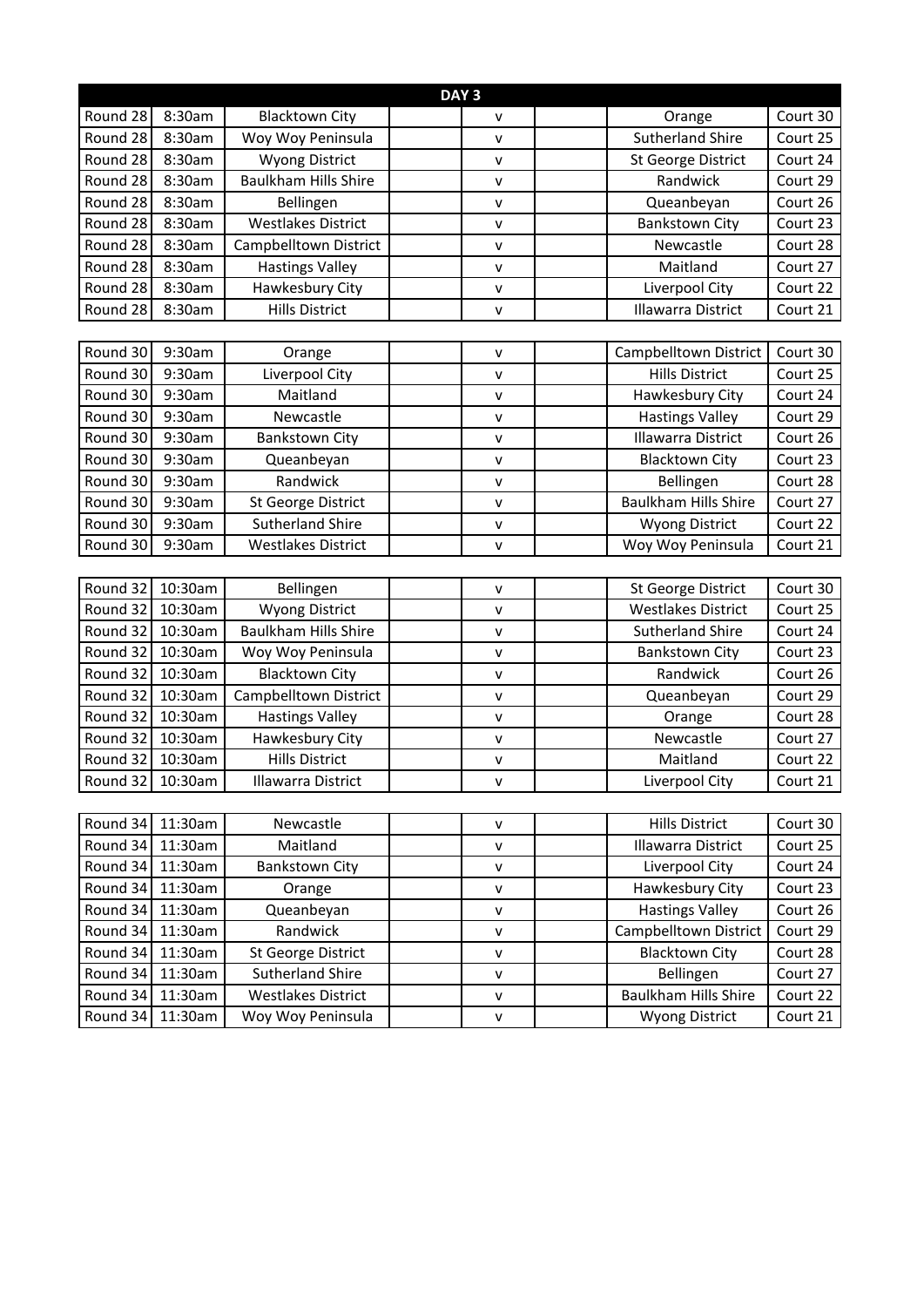| DAY 3 | | | | | | | |
|---|---|---|---|---|---|---|---|
| Round 28 | 8:30am | Blacktown City | | v | | Orange | Court 30 |
| Round 28 | 8:30am | Woy Woy Peninsula | | v | | Sutherland Shire | Court 25 |
| Round 28 | 8:30am | Wyong District | | v | | St George District | Court 24 |
| Round 28 | 8:30am | Baulkham Hills Shire | | v | | Randwick | Court 29 |
| Round 28 | 8:30am | Bellingen | | v | | Queanbeyan | Court 26 |
| Round 28 | 8:30am | Westlakes District | | v | | Bankstown City | Court 23 |
| Round 28 | 8:30am | Campbelltown District | | v | | Newcastle | Court 28 |
| Round 28 | 8:30am | Hastings Valley | | v | | Maitland | Court 27 |
| Round 28 | 8:30am | Hawkesbury City | | v | | Liverpool City | Court 22 |
| Round 28 | 8:30am | Hills District | | v | | Illawarra District | Court 21 |

| | | | | | | | |
|---|---|---|---|---|---|---|---|
| Round 30 | 9:30am | Orange | | v | | Campbelltown District | Court 30 |
| Round 30 | 9:30am | Liverpool City | | v | | Hills District | Court 25 |
| Round 30 | 9:30am | Maitland | | v | | Hawkesbury City | Court 24 |
| Round 30 | 9:30am | Newcastle | | v | | Hastings Valley | Court 29 |
| Round 30 | 9:30am | Bankstown City | | v | | Illawarra District | Court 26 |
| Round 30 | 9:30am | Queanbeyan | | v | | Blacktown City | Court 23 |
| Round 30 | 9:30am | Randwick | | v | | Bellingen | Court 28 |
| Round 30 | 9:30am | St George District | | v | | Baulkham Hills Shire | Court 27 |
| Round 30 | 9:30am | Sutherland Shire | | v | | Wyong District | Court 22 |
| Round 30 | 9:30am | Westlakes District | | v | | Woy Woy Peninsula | Court 21 |

| | | | | | | | |
|---|---|---|---|---|---|---|---|
| Round 32 | 10:30am | Bellingen | | v | | St George District | Court 30 |
| Round 32 | 10:30am | Wyong District | | v | | Westlakes District | Court 25 |
| Round 32 | 10:30am | Baulkham Hills Shire | | v | | Sutherland Shire | Court 24 |
| Round 32 | 10:30am | Woy Woy Peninsula | | v | | Bankstown City | Court 23 |
| Round 32 | 10:30am | Blacktown City | | v | | Randwick | Court 26 |
| Round 32 | 10:30am | Campbelltown District | | v | | Queanbeyan | Court 29 |
| Round 32 | 10:30am | Hastings Valley | | v | | Orange | Court 28 |
| Round 32 | 10:30am | Hawkesbury City | | v | | Newcastle | Court 27 |
| Round 32 | 10:30am | Hills District | | v | | Maitland | Court 22 |
| Round 32 | 10:30am | Illawarra District | | v | | Liverpool City | Court 21 |

| | | | | | | | |
|---|---|---|---|---|---|---|---|
| Round 34 | 11:30am | Newcastle | | v | | Hills District | Court 30 |
| Round 34 | 11:30am | Maitland | | v | | Illawarra District | Court 25 |
| Round 34 | 11:30am | Bankstown City | | v | | Liverpool City | Court 24 |
| Round 34 | 11:30am | Orange | | v | | Hawkesbury City | Court 23 |
| Round 34 | 11:30am | Queanbeyan | | v | | Hastings Valley | Court 26 |
| Round 34 | 11:30am | Randwick | | v | | Campbelltown District | Court 29 |
| Round 34 | 11:30am | St George District | | v | | Blacktown City | Court 28 |
| Round 34 | 11:30am | Sutherland Shire | | v | | Bellingen | Court 27 |
| Round 34 | 11:30am | Westlakes District | | v | | Baulkham Hills Shire | Court 22 |
| Round 34 | 11:30am | Woy Woy Peninsula | | v | | Wyong District | Court 21 |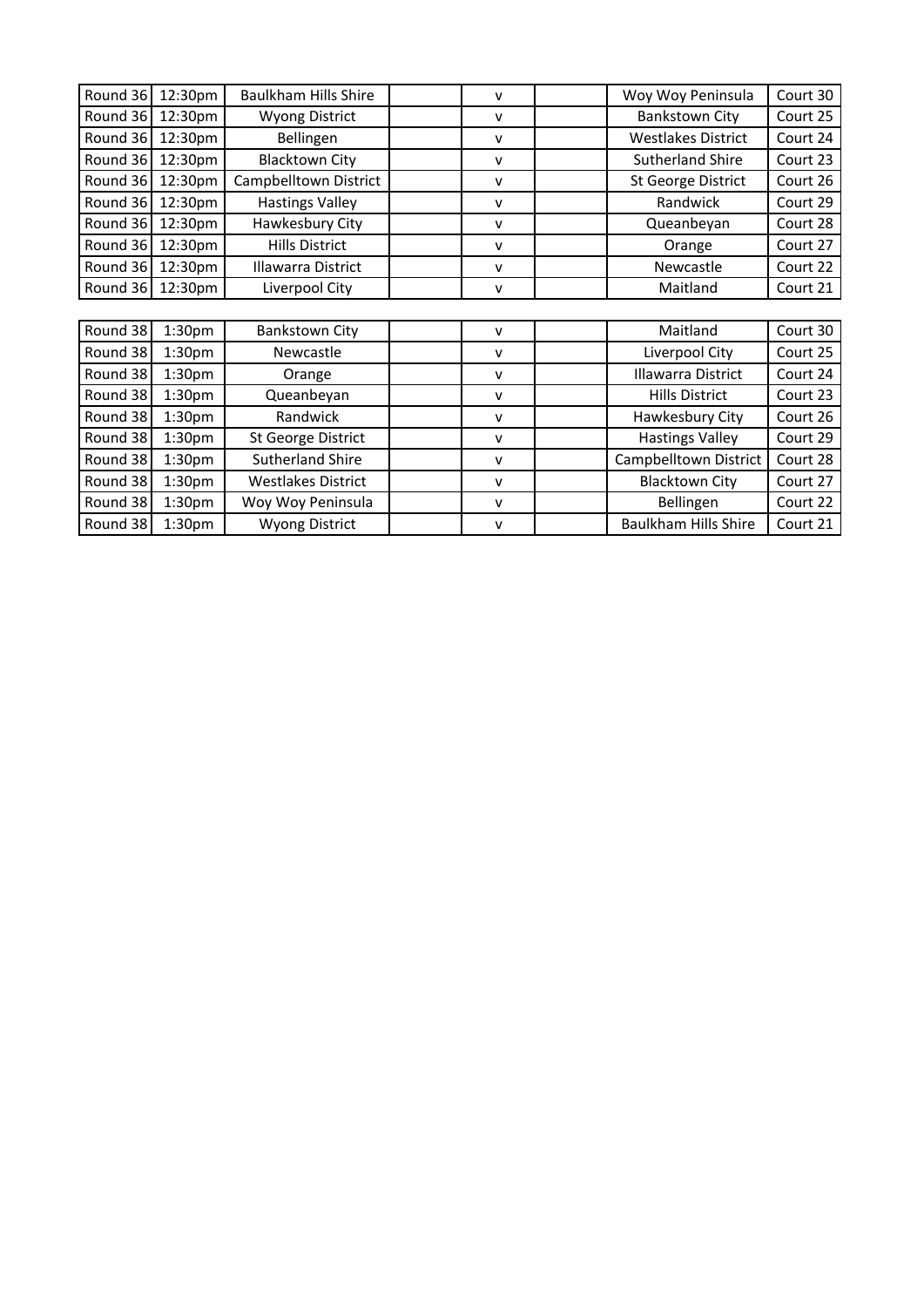| | | | | | | | |
|---|---|---|---|---|---|---|---|
| Round 36 | 12:30pm | Baulkham Hills Shire | | v | | Woy Woy Peninsula | Court 30 |
| Round 36 | 12:30pm | Wyong District | | v | | Bankstown City | Court 25 |
| Round 36 | 12:30pm | Bellingen | | v | | Westlakes District | Court 24 |
| Round 36 | 12:30pm | Blacktown City | | v | | Sutherland Shire | Court 23 |
| Round 36 | 12:30pm | Campbelltown District | | v | | St George District | Court 26 |
| Round 36 | 12:30pm | Hastings Valley | | v | | Randwick | Court 29 |
| Round 36 | 12:30pm | Hawkesbury City | | v | | Queanbeyan | Court 28 |
| Round 36 | 12:30pm | Hills District | | v | | Orange | Court 27 |
| Round 36 | 12:30pm | Illawarra District | | v | | Newcastle | Court 22 |
| Round 36 | 12:30pm | Liverpool City | | v | | Maitland | Court 21 |

| | | | | | | | |
|---|---|---|---|---|---|---|---|
| Round 38 | 1:30pm | Bankstown City | | v | | Maitland | Court 30 |
| Round 38 | 1:30pm | Newcastle | | v | | Liverpool City | Court 25 |
| Round 38 | 1:30pm | Orange | | v | | Illawarra District | Court 24 |
| Round 38 | 1:30pm | Queanbeyan | | v | | Hills District | Court 23 |
| Round 38 | 1:30pm | Randwick | | v | | Hawkesbury City | Court 26 |
| Round 38 | 1:30pm | St George District | | v | | Hastings Valley | Court 29 |
| Round 38 | 1:30pm | Sutherland Shire | | v | | Campbelltown District | Court 28 |
| Round 38 | 1:30pm | Westlakes District | | v | | Blacktown City | Court 27 |
| Round 38 | 1:30pm | Woy Woy Peninsula | | v | | Bellingen | Court 22 |
| Round 38 | 1:30pm | Wyong District | | v | | Baulkham Hills Shire | Court 21 |